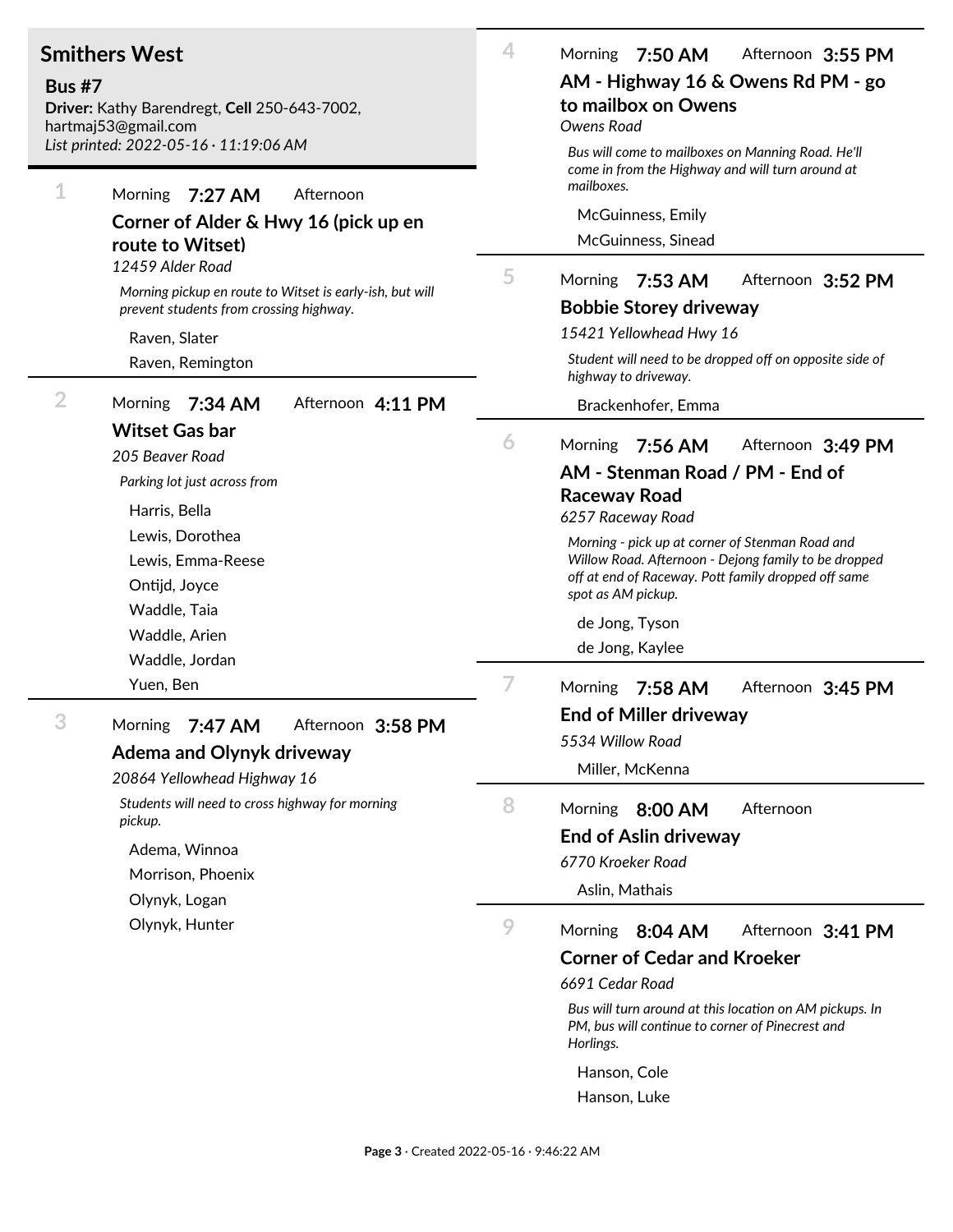## Smithers West

**Bus #7**
**Driver:** Kathy Barendregt, **Cell** 250-643-7002, hartmaj53@gmail.com
*List printed: 2022-05-16 · 11:19:06 AM*

---

### 1

Morning **7:27 AM** Afternoon

**Corner of Alder & Hwy 16 (pick up en route to Witset)**
*12459 Alder Road*

*Morning pickup en route to Witset is early-ish, but will prevent students from crossing highway.*

- Raven, Slater
- Raven, Remington

---

### 2

Morning **7:34 AM** Afternoon **4:11 PM**

**Witset Gas bar**
*205 Beaver Road*

*Parking lot just across from*

- Harris, Bella
- Lewis, Dorothea
- Lewis, Emma-Reese
- Ontijd, Joyce
- Waddle, Taia
- Waddle, Arien
- Waddle, Jordan
- Yuen, Ben

---

### 3

Morning **7:47 AM** Afternoon **3:58 PM**

**Adema and Olynyk driveway**
*20864 Yellowhead Highway 16*

*Students will need to cross highway for morning pickup.*

- Adema, Winnoa
- Morrison, Phoenix
- Olynyk, Logan
- Olynyk, Hunter

---

### 4

Morning **7:50 AM** Afternoon **3:55 PM**

**AM - Highway 16 & Owens Rd PM - go to mailbox on Owens**
*Owens Road*

*Bus will come to mailboxes on Manning Road. He'll come in from the Highway and will turn around at mailboxes.*

- McGuinness, Emily
- McGuinness, Sinead

---

### 5

Morning **7:53 AM** Afternoon **3:52 PM**

**Bobbie Storey driveway**
*15421 Yellowhead Hwy 16*

*Student will need to be dropped off on opposite side of highway to driveway.*

- Brackenhofer, Emma

---

### 6

Morning **7:56 AM** Afternoon **3:49 PM**

**AM - Stenman Road / PM - End of Raceway Road**
*6257 Raceway Road*

*Morning - pick up at corner of Stenman Road and Willow Road. Afternoon - Dejong family to be dropped off at end of Raceway. Pott family dropped off same spot as AM pickup.*

- de Jong, Tyson
- de Jong, Kaylee

---

### 7

Morning **7:58 AM** Afternoon **3:45 PM**

**End of Miller driveway**
*5534 Willow Road*

- Miller, McKenna

---

### 8

Morning **8:00 AM** Afternoon

**End of Aslin driveway**
*6770 Kroeker Road*

- Aslin, Mathais

---

### 9

Morning **8:04 AM** Afternoon **3:41 PM**

**Corner of Cedar and Kroeker**
*6691 Cedar Road*

*Bus will turn around at this location on AM pickups. In PM, bus will continue to corner of Pinecrest and Horlings.*

- Hanson, Cole
- Hanson, Luke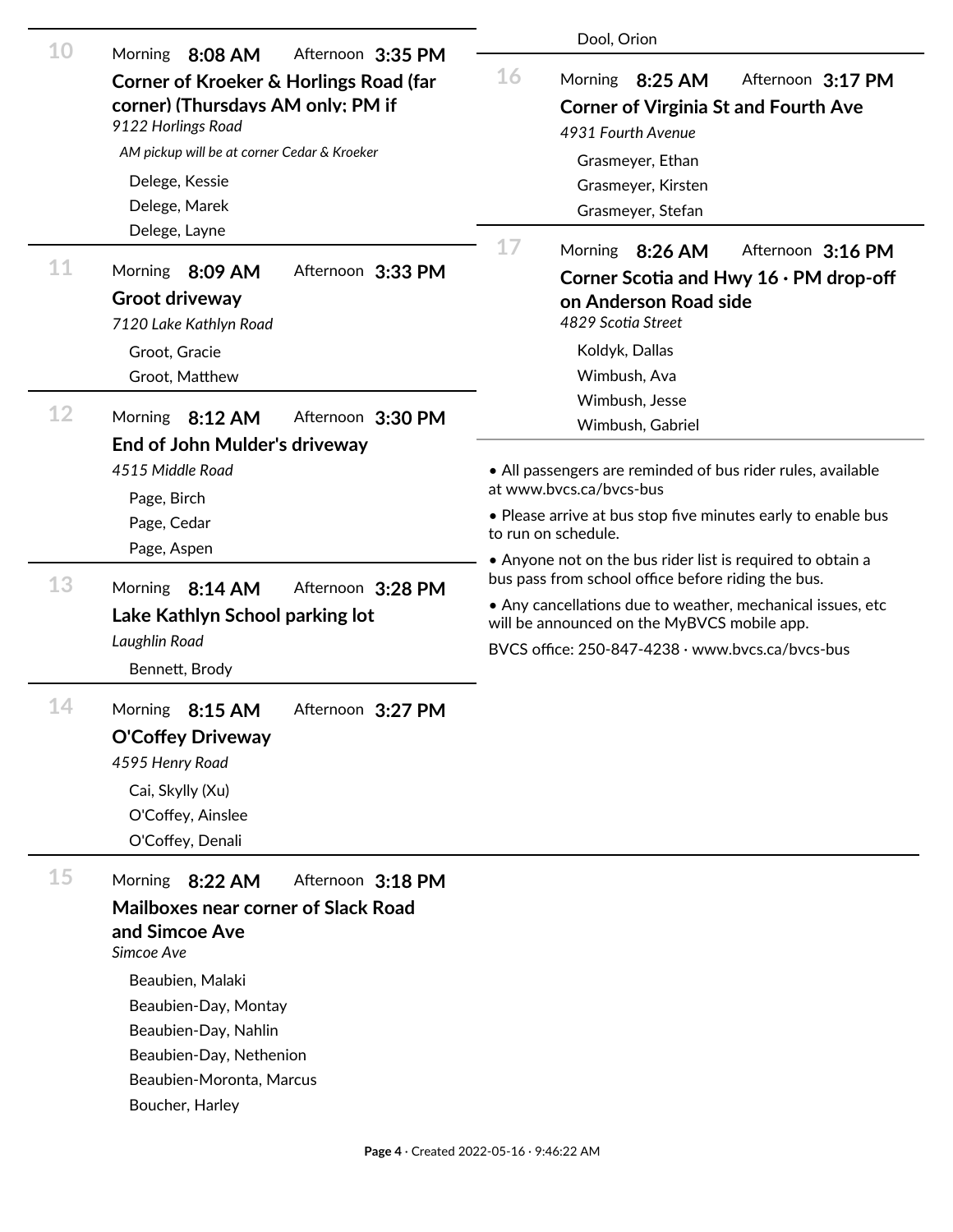## 10

Morning **8:08 AM** Afternoon **3:35 PM**

**Corner of Kroeker & Horlings Road (far corner) (Thursdays AM only; PM if**

*9122 Horlings Road*

*AM pickup will be at corner Cedar & Kroeker*

- Delege, Kessie
- Delege, Marek
- Delege, Layne

## 11

Morning **8:09 AM** Afternoon **3:33 PM**

**Groot driveway**

*7120 Lake Kathlyn Road*

- Groot, Gracie
- Groot, Matthew

## 12

Morning **8:12 AM** Afternoon **3:30 PM**

**End of John Mulder's driveway**

*4515 Middle Road*

- Page, Birch
- Page, Cedar
- Page, Aspen

## 13

Morning **8:14 AM** Afternoon **3:28 PM**

**Lake Kathlyn School parking lot**

*Laughlin Road*

- Bennett, Brody

## 14

Morning **8:15 AM** Afternoon **3:27 PM**

**O'Coffey Driveway**

*4595 Henry Road*

- Cai, Skylly (Xu)
- O'Coffey, Ainslee
- O'Coffey, Denali

## 15

Morning **8:22 AM** Afternoon **3:18 PM**

**Mailboxes near corner of Slack Road and Simcoe Ave**

*Simcoe Ave*

- Beaubien, Malaki
- Beaubien-Day, Montay
- Beaubien-Day, Nahlin
- Beaubien-Day, Nethenion
- Beaubien-Moronta, Marcus
- Boucher, Harley
- Dool, Orion

## 16

Morning **8:25 AM** Afternoon **3:17 PM**

**Corner of Virginia St and Fourth Ave**

*4931 Fourth Avenue*

- Grasmeyer, Ethan
- Grasmeyer, Kirsten
- Grasmeyer, Stefan

## 17

Morning **8:26 AM** Afternoon **3:16 PM**

**Corner Scotia and Hwy 16 · PM drop-off on Anderson Road side**

*4829 Scotia Street*

- Koldyk, Dallas
- Wimbush, Ava
- Wimbush, Jesse
- Wimbush, Gabriel

---

- All passengers are reminded of bus rider rules, available at www.bvcs.ca/bvcs-bus
- Please arrive at bus stop five minutes early to enable bus to run on schedule.
- Anyone not on the bus rider list is required to obtain a bus pass from school office before riding the bus.
- Any cancellations due to weather, mechanical issues, etc will be announced on the MyBVCS mobile app.

BVCS office: 250-847-4238 · www.bvcs.ca/bvcs-bus